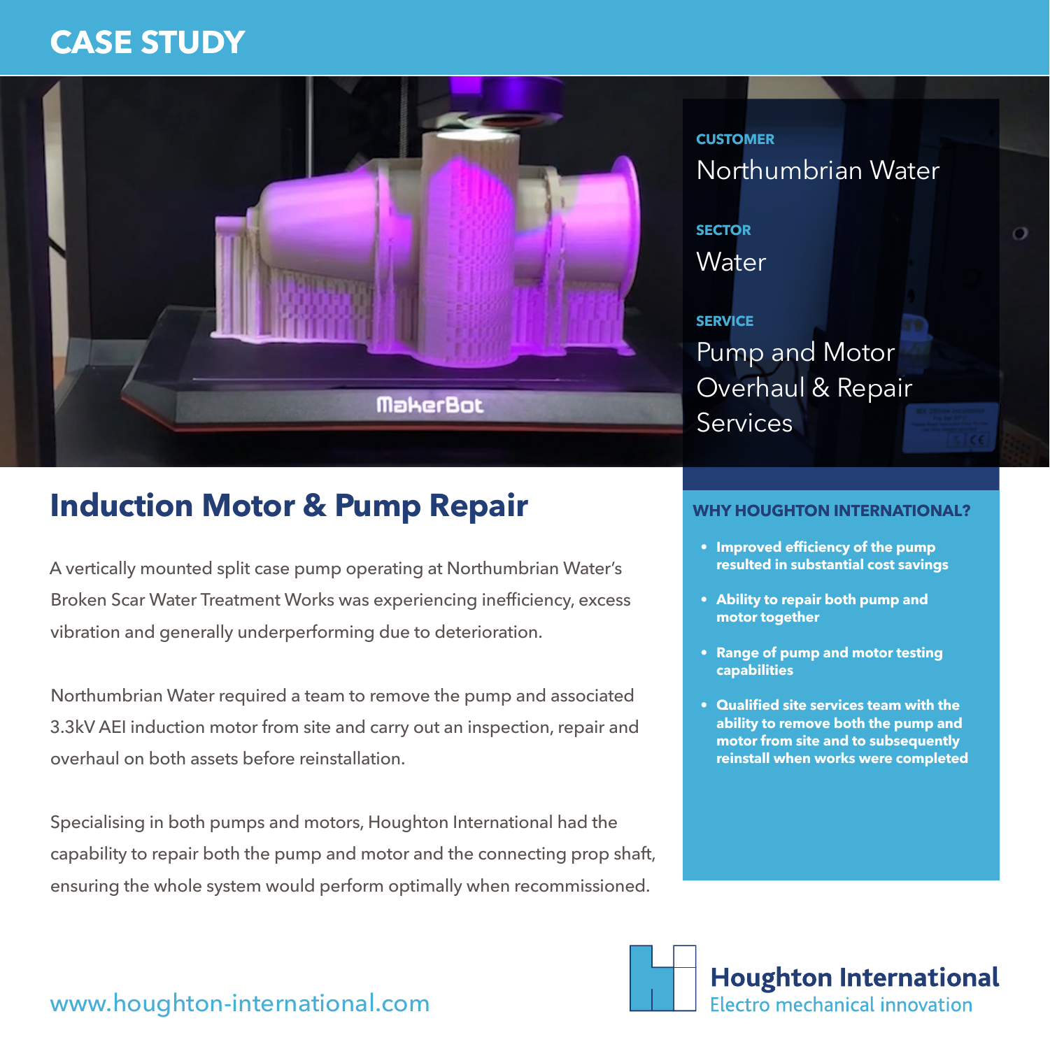# CASE STUDY

**CUSTOMER**
Northumbrian Water

**SECTOR**
Water

**SERVICE**
Pump and Motor Overhaul & Repair Services

## Induction Motor & Pump Repair

A vertically mounted split case pump operating at Northumbrian Water's Broken Scar Water Treatment Works was experiencing inefficiency, excess vibration and generally underperforming due to deterioration.

Northumbrian Water required a team to remove the pump and associated 3.3kV AEI induction motor from site and carry out an inspection, repair and overhaul on both assets before reinstallation.

Specialising in both pumps and motors, Houghton International had the capability to repair both the pump and motor and the connecting prop shaft, ensuring the whole system would perform optimally when recommissioned.

### WHY HOUGHTON INTERNATIONAL?

- **Improved efficiency of the pump resulted in substantial cost savings**
- **Ability to repair both pump and motor together**
- **Range of pump and motor testing capabilities**
- **Qualified site services team with the ability to remove both the pump and motor from site and to subsequently reinstall when works were completed**

www.houghton-international.com

**Houghton International**
Electro mechanical innovation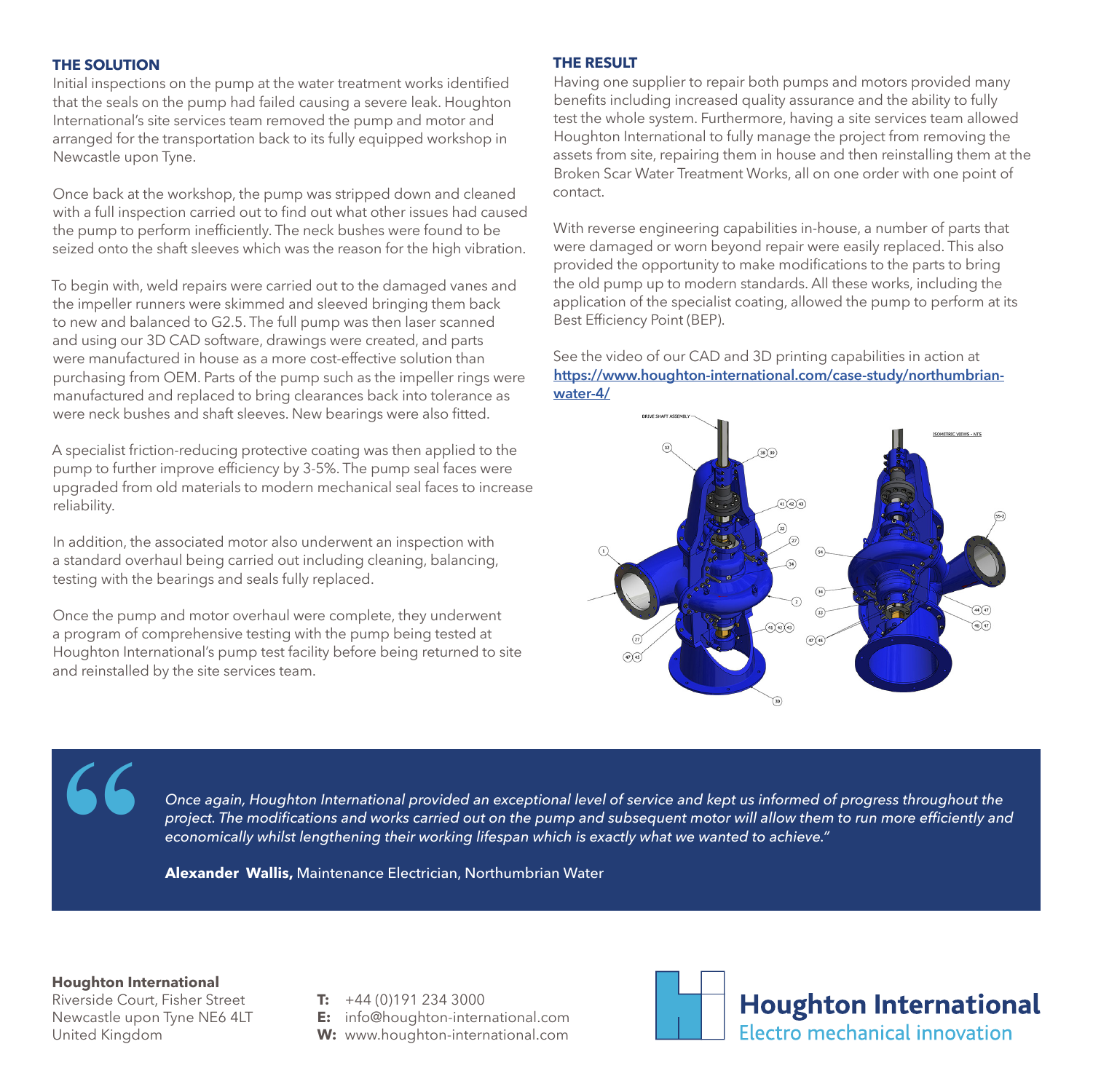## THE SOLUTION

Initial inspections on the pump at the water treatment works identified that the seals on the pump had failed causing a severe leak. Houghton International's site services team removed the pump and motor and arranged for the transportation back to its fully equipped workshop in Newcastle upon Tyne.

Once back at the workshop, the pump was stripped down and cleaned with a full inspection carried out to find out what other issues had caused the pump to perform inefficiently. The neck bushes were found to be seized onto the shaft sleeves which was the reason for the high vibration.

To begin with, weld repairs were carried out to the damaged vanes and the impeller runners were skimmed and sleeved bringing them back to new and balanced to G2.5. The full pump was then laser scanned and using our 3D CAD software, drawings were created, and parts were manufactured in house as a more cost-effective solution than purchasing from OEM. Parts of the pump such as the impeller rings were manufactured and replaced to bring clearances back into tolerance as were neck bushes and shaft sleeves. New bearings were also fitted.

A specialist friction-reducing protective coating was then applied to the pump to further improve efficiency by 3-5%. The pump seal faces were upgraded from old materials to modern mechanical seal faces to increase reliability.

In addition, the associated motor also underwent an inspection with a standard overhaul being carried out including cleaning, balancing, testing with the bearings and seals fully replaced.

Once the pump and motor overhaul were complete, they underwent a program of comprehensive testing with the pump being tested at Houghton International's pump test facility before being returned to site and reinstalled by the site services team.

## THE RESULT

Having one supplier to repair both pumps and motors provided many benefits including increased quality assurance and the ability to fully test the whole system. Furthermore, having a site services team allowed Houghton International to fully manage the project from removing the assets from site, repairing them in house and then reinstalling them at the Broken Scar Water Treatment Works, all on one order with one point of contact.

With reverse engineering capabilities in-house, a number of parts that were damaged or worn beyond repair were easily replaced. This also provided the opportunity to make modifications to the parts to bring the old pump up to modern standards. All these works, including the application of the specialist coating, allowed the pump to perform at its Best Efficiency Point (BEP).

See the video of our CAD and 3D printing capabilities in action at **https://www.houghton-international.com/case-study/northumbrian-water-4/**

DRIVE SHAFT ASSEMBLY

ISOMETRIC VIEWS - NTS

> *Once again, Houghton International provided an exceptional level of service and kept us informed of progress throughout the project. The modifications and works carried out on the pump and subsequent motor will allow them to run more efficiently and economically whilst lengthening their working lifespan which is exactly what we wanted to achieve."*
>
> **Alexander Wallis,** Maintenance Electrician, Northumbrian Water

**Houghton International**
Riverside Court, Fisher Street
Newcastle upon Tyne NE6 4LT
United Kingdom

**T:** +44 (0)191 234 3000
**E:** info@houghton-international.com
**W:** www.houghton-international.com

**Houghton International**
Electro mechanical innovation